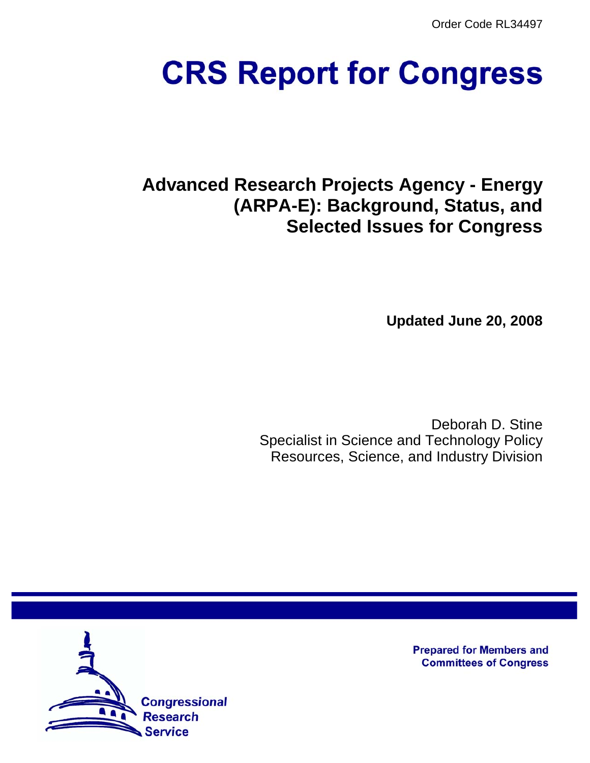Order Code RL34497

# CRS Report for Congress

## Advanced Research Projects Agency - Energy (ARPA-E): Background, Status, and Selected Issues for Congress

**Updated June 20, 2008**

Deborah D. Stine
Specialist in Science and Technology Policy
Resources, Science, and Industry Division

**Prepared for Members and Committees of Congress**

Congressional Research Service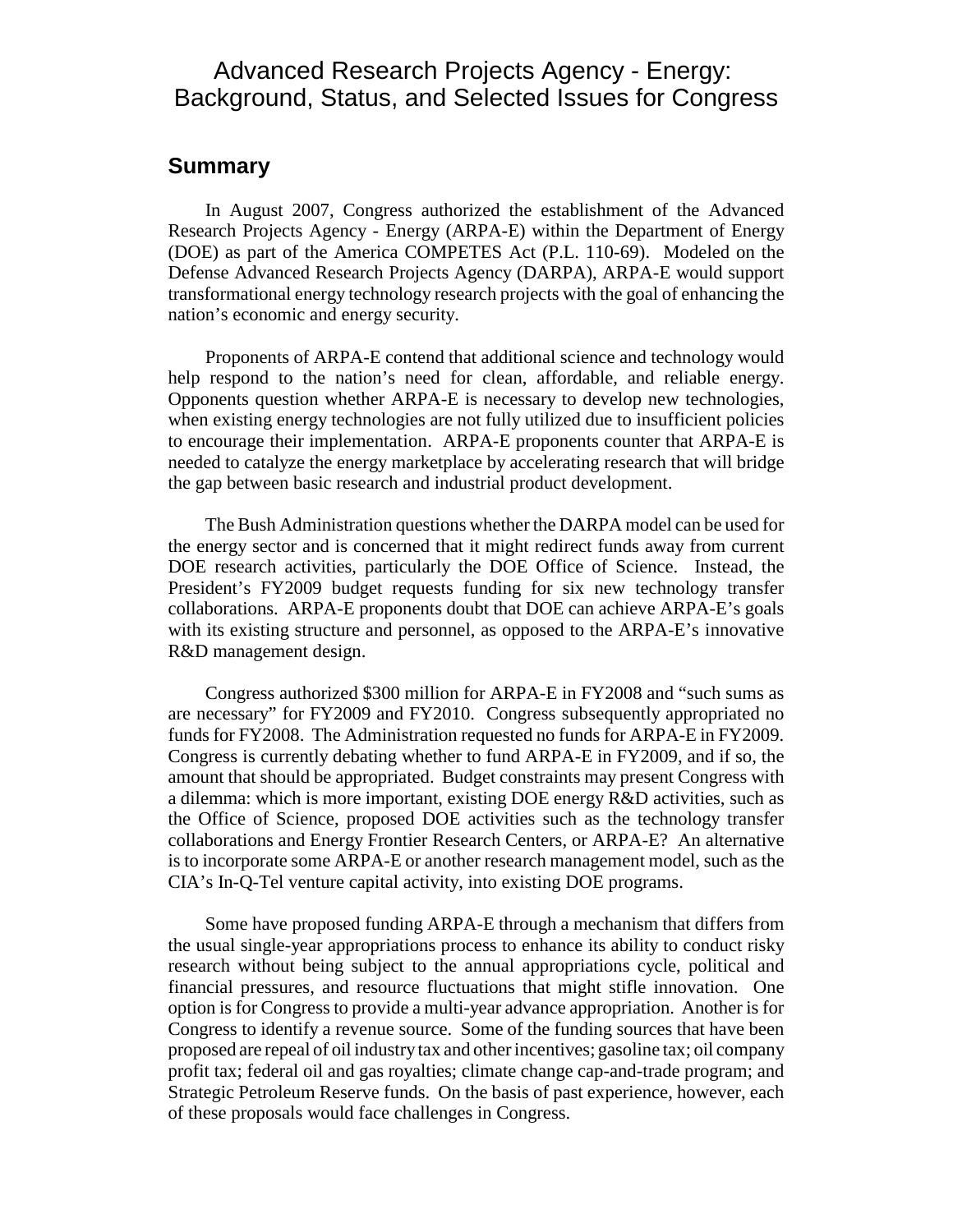# Advanced Research Projects Agency - Energy: Background, Status, and Selected Issues for Congress

## Summary

In August 2007, Congress authorized the establishment of the Advanced Research Projects Agency - Energy (ARPA-E) within the Department of Energy (DOE) as part of the America COMPETES Act (P.L. 110-69). Modeled on the Defense Advanced Research Projects Agency (DARPA), ARPA-E would support transformational energy technology research projects with the goal of enhancing the nation's economic and energy security.

Proponents of ARPA-E contend that additional science and technology would help respond to the nation's need for clean, affordable, and reliable energy. Opponents question whether ARPA-E is necessary to develop new technologies, when existing energy technologies are not fully utilized due to insufficient policies to encourage their implementation. ARPA-E proponents counter that ARPA-E is needed to catalyze the energy marketplace by accelerating research that will bridge the gap between basic research and industrial product development.

The Bush Administration questions whether the DARPA model can be used for the energy sector and is concerned that it might redirect funds away from current DOE research activities, particularly the DOE Office of Science. Instead, the President's FY2009 budget requests funding for six new technology transfer collaborations. ARPA-E proponents doubt that DOE can achieve ARPA-E's goals with its existing structure and personnel, as opposed to the ARPA-E's innovative R&D management design.

Congress authorized $300 million for ARPA-E in FY2008 and "such sums as are necessary" for FY2009 and FY2010. Congress subsequently appropriated no funds for FY2008. The Administration requested no funds for ARPA-E in FY2009. Congress is currently debating whether to fund ARPA-E in FY2009, and if so, the amount that should be appropriated. Budget constraints may present Congress with a dilemma: which is more important, existing DOE energy R&D activities, such as the Office of Science, proposed DOE activities such as the technology transfer collaborations and Energy Frontier Research Centers, or ARPA-E? An alternative is to incorporate some ARPA-E or another research management model, such as the CIA's In-Q-Tel venture capital activity, into existing DOE programs.

Some have proposed funding ARPA-E through a mechanism that differs from the usual single-year appropriations process to enhance its ability to conduct risky research without being subject to the annual appropriations cycle, political and financial pressures, and resource fluctuations that might stifle innovation. One option is for Congress to provide a multi-year advance appropriation. Another is for Congress to identify a revenue source. Some of the funding sources that have been proposed are repeal of oil industry tax and other incentives; gasoline tax; oil company profit tax; federal oil and gas royalties; climate change cap-and-trade program; and Strategic Petroleum Reserve funds. On the basis of past experience, however, each of these proposals would face challenges in Congress.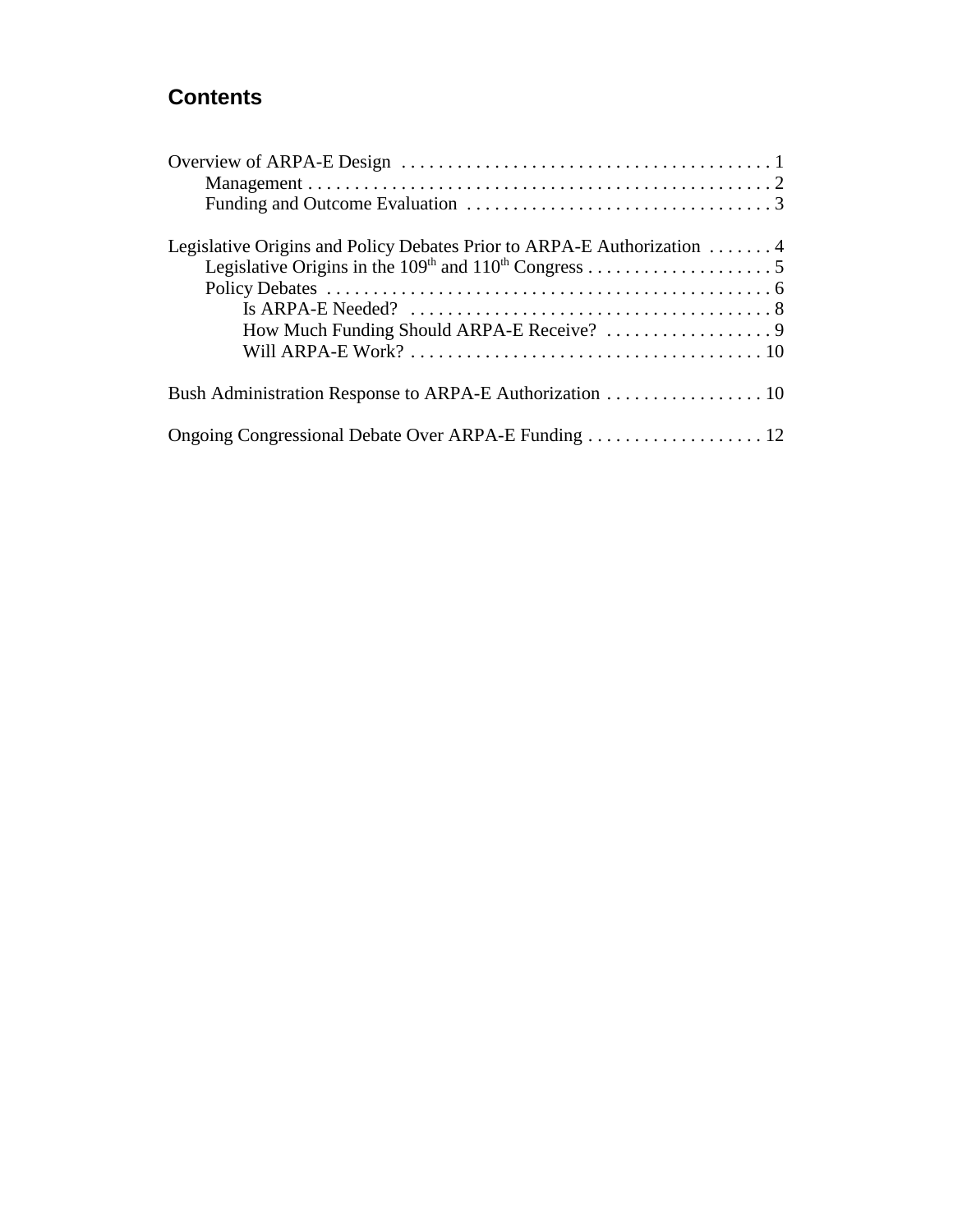## Contents

Overview of ARPA-E Design . . . . . . . . . . . . . . . . . . . . . . . . . . . . . . . . . . . . . . . . 1
- Management . . . . . . . . . . . . . . . . . . . . . . . . . . . . . . . . . . . . . . . . . . . . . . . . . 2
- Funding and Outcome Evaluation . . . . . . . . . . . . . . . . . . . . . . . . . . . . . . . . . 3

Legislative Origins and Policy Debates Prior to ARPA-E Authorization . . . . . . . 4
- Legislative Origins in the 109th and 110th Congress . . . . . . . . . . . . . . . . . . . . 5
- Policy Debates . . . . . . . . . . . . . . . . . . . . . . . . . . . . . . . . . . . . . . . . . . . . . . . . 6
  - Is ARPA-E Needed? . . . . . . . . . . . . . . . . . . . . . . . . . . . . . . . . . . . . . . . 8
  - How Much Funding Should ARPA-E Receive? . . . . . . . . . . . . . . . . . . 9
  - Will ARPA-E Work? . . . . . . . . . . . . . . . . . . . . . . . . . . . . . . . . . . . . . . 10

Bush Administration Response to ARPA-E Authorization . . . . . . . . . . . . . . . . . 10

Ongoing Congressional Debate Over ARPA-E Funding . . . . . . . . . . . . . . . . . . . 12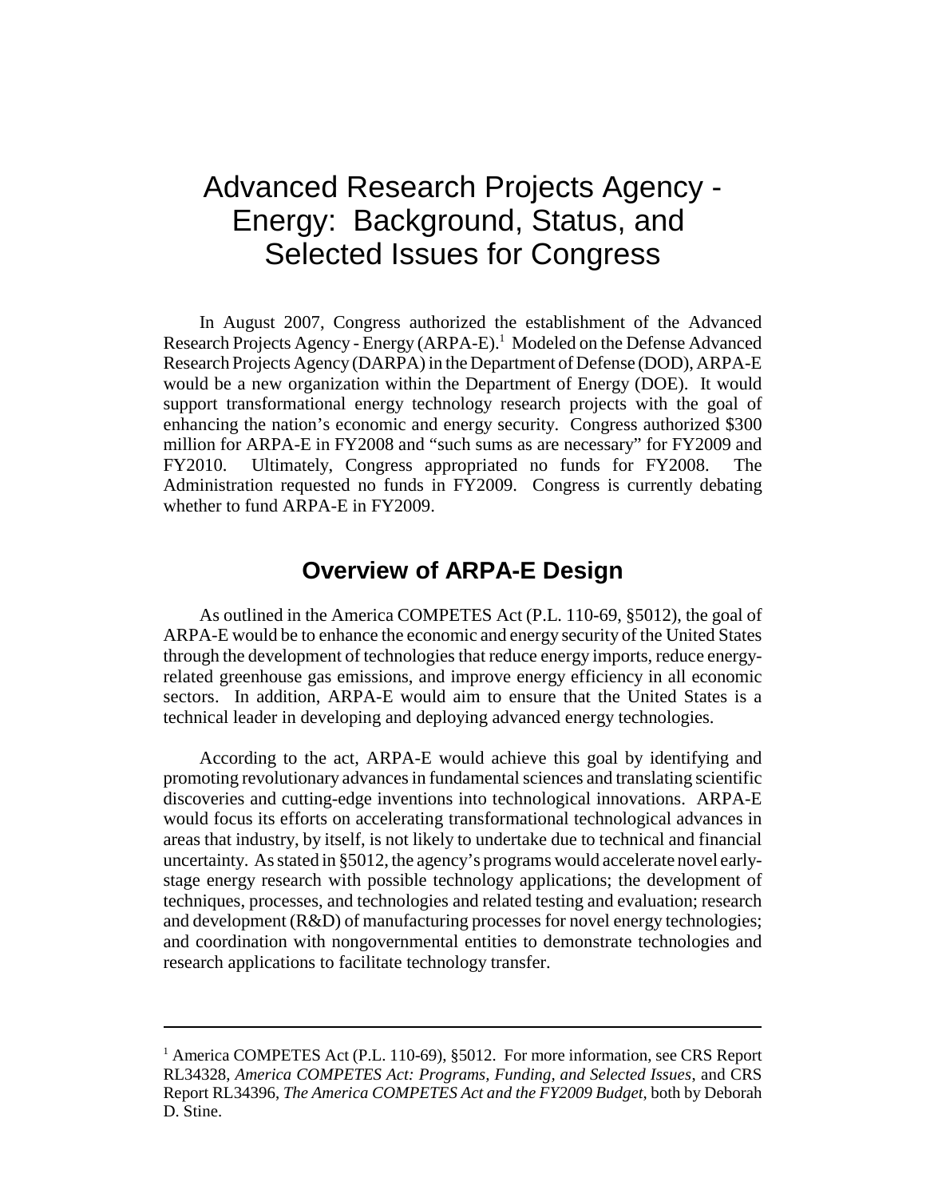# Advanced Research Projects Agency - Energy: Background, Status, and Selected Issues for Congress

In August 2007, Congress authorized the establishment of the Advanced Research Projects Agency - Energy (ARPA-E).[1] Modeled on the Defense Advanced Research Projects Agency (DARPA) in the Department of Defense (DOD), ARPA-E would be a new organization within the Department of Energy (DOE). It would support transformational energy technology research projects with the goal of enhancing the nation's economic and energy security. Congress authorized $300 million for ARPA-E in FY2008 and "such sums as are necessary" for FY2009 and FY2010. Ultimately, Congress appropriated no funds for FY2008. The Administration requested no funds in FY2009. Congress is currently debating whether to fund ARPA-E in FY2009.

## Overview of ARPA-E Design

As outlined in the America COMPETES Act (P.L. 110-69, §5012), the goal of ARPA-E would be to enhance the economic and energy security of the United States through the development of technologies that reduce energy imports, reduce energy-related greenhouse gas emissions, and improve energy efficiency in all economic sectors. In addition, ARPA-E would aim to ensure that the United States is a technical leader in developing and deploying advanced energy technologies.

According to the act, ARPA-E would achieve this goal by identifying and promoting revolutionary advances in fundamental sciences and translating scientific discoveries and cutting-edge inventions into technological innovations. ARPA-E would focus its efforts on accelerating transformational technological advances in areas that industry, by itself, is not likely to undertake due to technical and financial uncertainty. As stated in §5012, the agency's programs would accelerate novel early-stage energy research with possible technology applications; the development of techniques, processes, and technologies and related testing and evaluation; research and development (R&D) of manufacturing processes for novel energy technologies; and coordination with nongovernmental entities to demonstrate technologies and research applications to facilitate technology transfer.

---

[1] America COMPETES Act (P.L. 110-69), §5012. For more information, see CRS Report RL34328, *America COMPETES Act: Programs, Funding, and Selected Issues*, and CRS Report RL34396, *The America COMPETES Act and the FY2009 Budget*, both by Deborah D. Stine.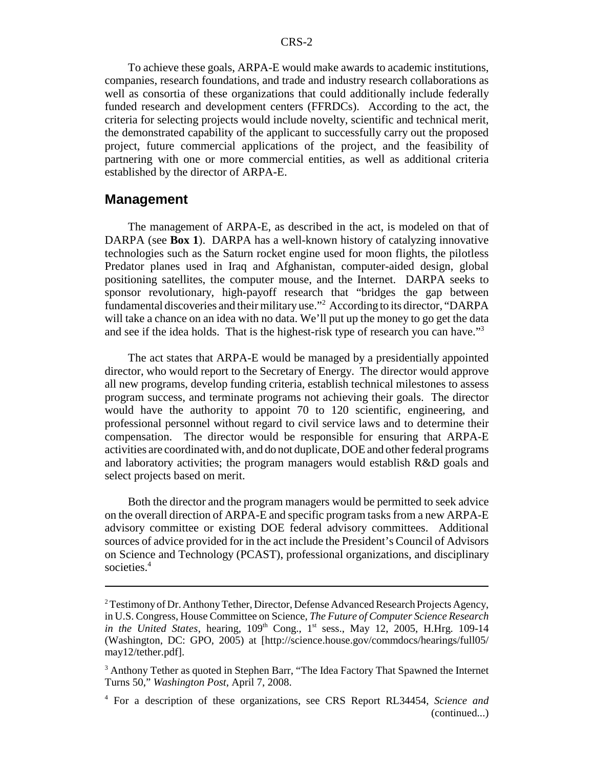To achieve these goals, ARPA-E would make awards to academic institutions, companies, research foundations, and trade and industry research collaborations as well as consortia of these organizations that could additionally include federally funded research and development centers (FFRDCs). According to the act, the criteria for selecting projects would include novelty, scientific and technical merit, the demonstrated capability of the applicant to successfully carry out the proposed project, future commercial applications of the project, and the feasibility of partnering with one or more commercial entities, as well as additional criteria established by the director of ARPA-E.

## Management

The management of ARPA-E, as described in the act, is modeled on that of DARPA (see **Box 1**). DARPA has a well-known history of catalyzing innovative technologies such as the Saturn rocket engine used for moon flights, the pilotless Predator planes used in Iraq and Afghanistan, computer-aided design, global positioning satellites, the computer mouse, and the Internet. DARPA seeks to sponsor revolutionary, high-payoff research that "bridges the gap between fundamental discoveries and their military use."[2] According to its director, "DARPA will take a chance on an idea with no data. We'll put up the money to go get the data and see if the idea holds. That is the highest-risk type of research you can have."[3]

The act states that ARPA-E would be managed by a presidentially appointed director, who would report to the Secretary of Energy. The director would approve all new programs, develop funding criteria, establish technical milestones to assess program success, and terminate programs not achieving their goals. The director would have the authority to appoint 70 to 120 scientific, engineering, and professional personnel without regard to civil service laws and to determine their compensation. The director would be responsible for ensuring that ARPA-E activities are coordinated with, and do not duplicate, DOE and other federal programs and laboratory activities; the program managers would establish R&D goals and select projects based on merit.

Both the director and the program managers would be permitted to seek advice on the overall direction of ARPA-E and specific program tasks from a new ARPA-E advisory committee or existing DOE federal advisory committees. Additional sources of advice provided for in the act include the President's Council of Advisors on Science and Technology (PCAST), professional organizations, and disciplinary societies.[4]

---

[2] Testimony of Dr. Anthony Tether, Director, Defense Advanced Research Projects Agency, in U.S. Congress, House Committee on Science, *The Future of Computer Science Research in the United States*, hearing, 109th Cong., 1st sess., May 12, 2005, H.Hrg. 109-14 (Washington, DC: GPO, 2005) at [http://science.house.gov/commdocs/hearings/full05/may12/tether.pdf].

[3] Anthony Tether as quoted in Stephen Barr, "The Idea Factory That Spawned the Internet Turns 50," *Washington Post*, April 7, 2008.

[4] For a description of these organizations, see CRS Report RL34454, *Science and* (continued...)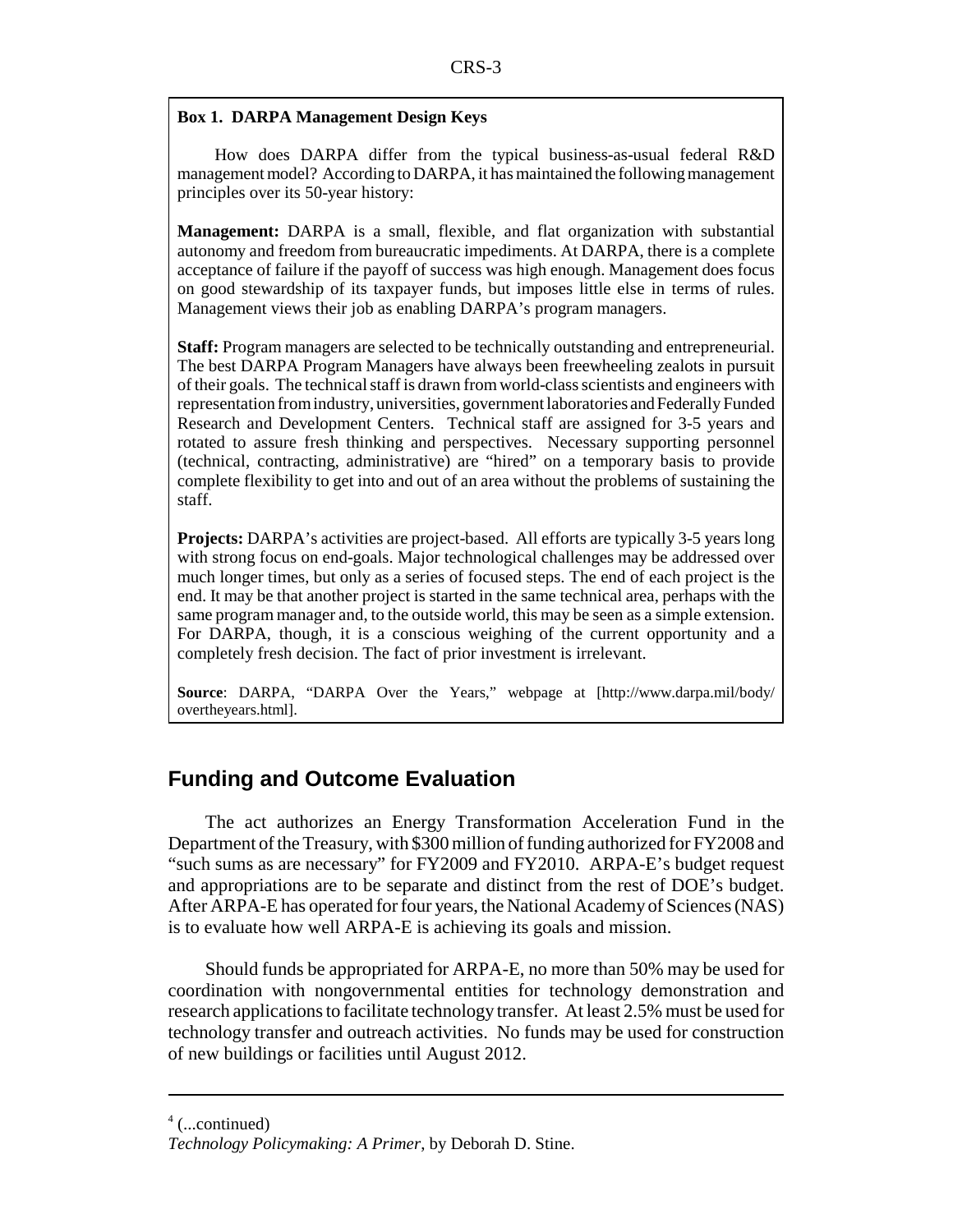**Box 1. DARPA Management Design Keys**

How does DARPA differ from the typical business-as-usual federal R&D management model? According to DARPA, it has maintained the following management principles over its 50-year history:

**Management:** DARPA is a small, flexible, and flat organization with substantial autonomy and freedom from bureaucratic impediments. At DARPA, there is a complete acceptance of failure if the payoff of success was high enough. Management does focus on good stewardship of its taxpayer funds, but imposes little else in terms of rules. Management views their job as enabling DARPA's program managers.

**Staff:** Program managers are selected to be technically outstanding and entrepreneurial. The best DARPA Program Managers have always been freewheeling zealots in pursuit of their goals. The technical staff is drawn from world-class scientists and engineers with representation from industry, universities, government laboratories and Federally Funded Research and Development Centers. Technical staff are assigned for 3-5 years and rotated to assure fresh thinking and perspectives. Necessary supporting personnel (technical, contracting, administrative) are "hired" on a temporary basis to provide complete flexibility to get into and out of an area without the problems of sustaining the staff.

**Projects:** DARPA's activities are project-based. All efforts are typically 3-5 years long with strong focus on end-goals. Major technological challenges may be addressed over much longer times, but only as a series of focused steps. The end of each project is the end. It may be that another project is started in the same technical area, perhaps with the same program manager and, to the outside world, this may be seen as a simple extension. For DARPA, though, it is a conscious weighing of the current opportunity and a completely fresh decision. The fact of prior investment is irrelevant.

**Source**: DARPA, "DARPA Over the Years," webpage at [http://www.darpa.mil/body/overtheyears.html].

## Funding and Outcome Evaluation

The act authorizes an Energy Transformation Acceleration Fund in the Department of the Treasury, with $300 million of funding authorized for FY2008 and "such sums as are necessary" for FY2009 and FY2010. ARPA-E's budget request and appropriations are to be separate and distinct from the rest of DOE's budget. After ARPA-E has operated for four years, the National Academy of Sciences (NAS) is to evaluate how well ARPA-E is achieving its goals and mission.

Should funds be appropriated for ARPA-E, no more than 50% may be used for coordination with nongovernmental entities for technology demonstration and research applications to facilitate technology transfer. At least 2.5% must be used for technology transfer and outreach activities. No funds may be used for construction of new buildings or facilities until August 2012.

---

[4] (...continued)
*Technology Policymaking: A Primer*, by Deborah D. Stine.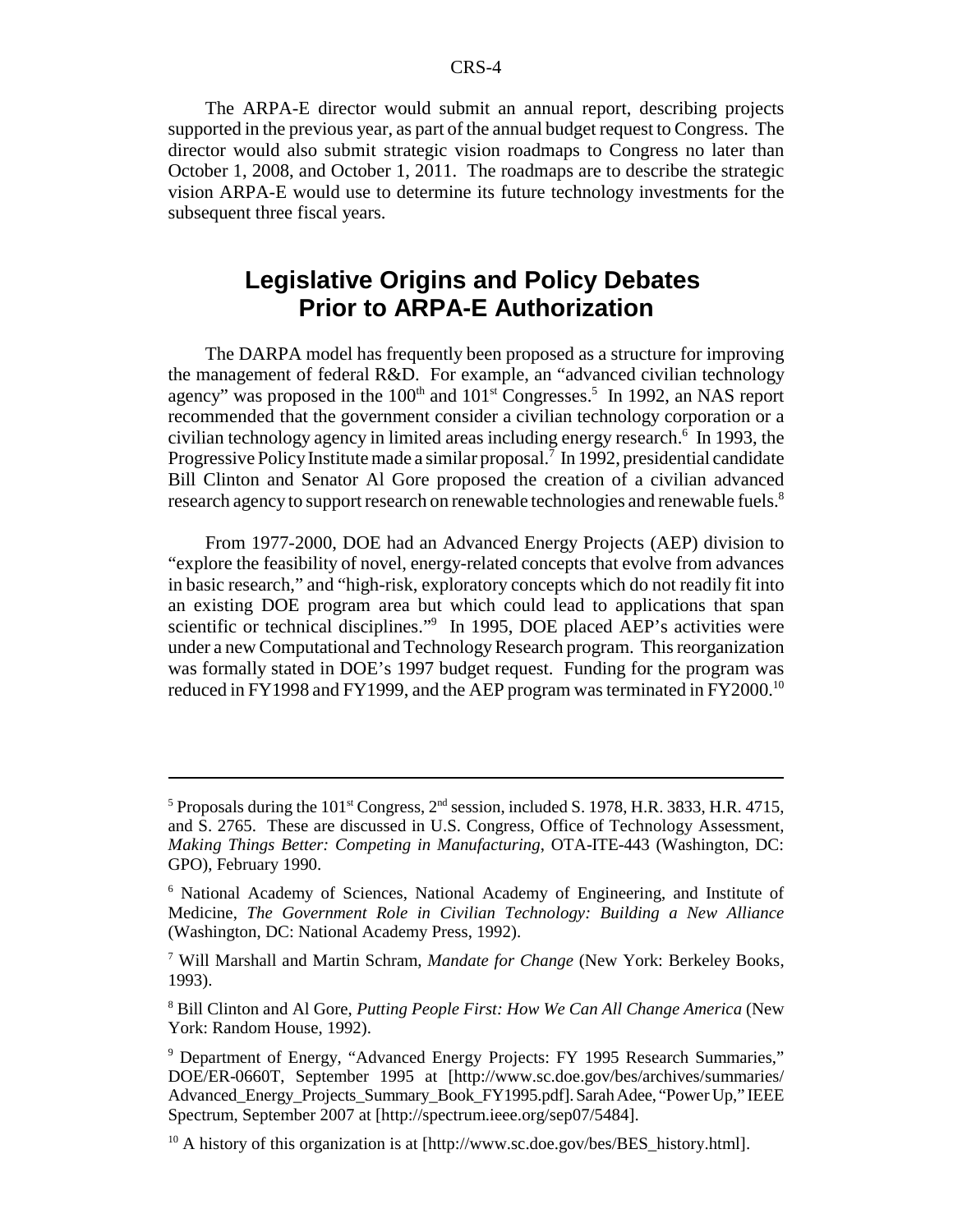The ARPA-E director would submit an annual report, describing projects supported in the previous year, as part of the annual budget request to Congress. The director would also submit strategic vision roadmaps to Congress no later than October 1, 2008, and October 1, 2011. The roadmaps are to describe the strategic vision ARPA-E would use to determine its future technology investments for the subsequent three fiscal years.

## Legislative Origins and Policy Debates Prior to ARPA-E Authorization

The DARPA model has frequently been proposed as a structure for improving the management of federal R&D. For example, an "advanced civilian technology agency" was proposed in the 100th and 101st Congresses.[5] In 1992, an NAS report recommended that the government consider a civilian technology corporation or a civilian technology agency in limited areas including energy research.[6] In 1993, the Progressive Policy Institute made a similar proposal.[7] In 1992, presidential candidate Bill Clinton and Senator Al Gore proposed the creation of a civilian advanced research agency to support research on renewable technologies and renewable fuels.[8]

From 1977-2000, DOE had an Advanced Energy Projects (AEP) division to "explore the feasibility of novel, energy-related concepts that evolve from advances in basic research," and "high-risk, exploratory concepts which do not readily fit into an existing DOE program area but which could lead to applications that span scientific or technical disciplines."[9] In 1995, DOE placed AEP's activities were under a new Computational and Technology Research program. This reorganization was formally stated in DOE's 1997 budget request. Funding for the program was reduced in FY1998 and FY1999, and the AEP program was terminated in FY2000.[10]

---

[5] Proposals during the 101st Congress, 2nd session, included S. 1978, H.R. 3833, H.R. 4715, and S. 2765. These are discussed in U.S. Congress, Office of Technology Assessment, *Making Things Better: Competing in Manufacturing*, OTA-ITE-443 (Washington, DC: GPO), February 1990.

[6] National Academy of Sciences, National Academy of Engineering, and Institute of Medicine, *The Government Role in Civilian Technology: Building a New Alliance* (Washington, DC: National Academy Press, 1992).

[7] Will Marshall and Martin Schram, *Mandate for Change* (New York: Berkeley Books, 1993).

[8] Bill Clinton and Al Gore, *Putting People First: How We Can All Change America* (New York: Random House, 1992).

[9] Department of Energy, "Advanced Energy Projects: FY 1995 Research Summaries," DOE/ER-0660T, September 1995 at [http://www.sc.doe.gov/bes/archives/summaries/Advanced_Energy_Projects_Summary_Book_FY1995.pdf]. Sarah Adee, "Power Up," IEEE Spectrum, September 2007 at [http://spectrum.ieee.org/sep07/5484].

[10] A history of this organization is at [http://www.sc.doe.gov/bes/BES_history.html].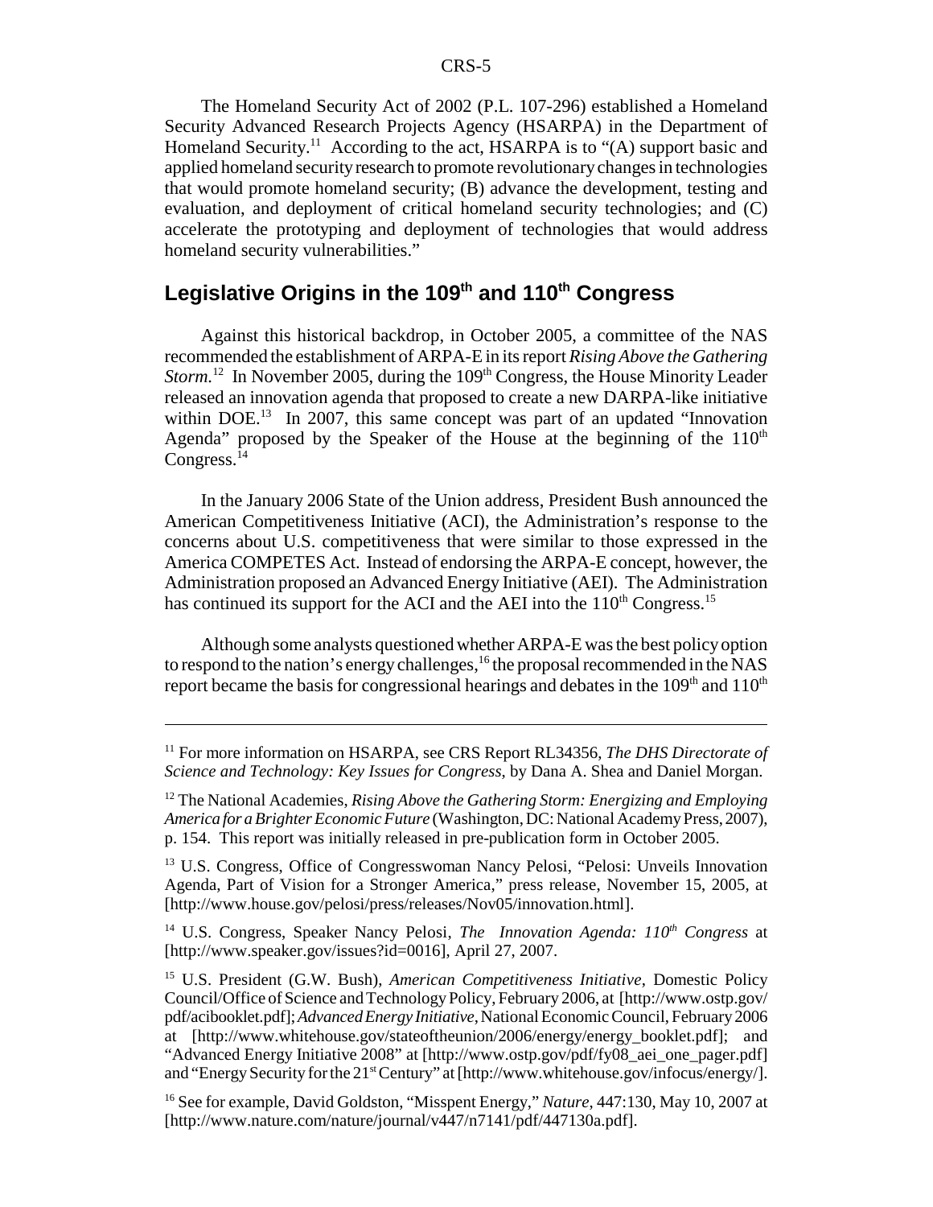The Homeland Security Act of 2002 (P.L. 107-296) established a Homeland Security Advanced Research Projects Agency (HSARPA) in the Department of Homeland Security.[11] According to the act, HSARPA is to "(A) support basic and applied homeland security research to promote revolutionary changes in technologies that would promote homeland security; (B) advance the development, testing and evaluation, and deployment of critical homeland security technologies; and (C) accelerate the prototyping and deployment of technologies that would address homeland security vulnerabilities."

## Legislative Origins in the 109th and 110th Congress

Against this historical backdrop, in October 2005, a committee of the NAS recommended the establishment of ARPA-E in its report *Rising Above the Gathering Storm.*[12] In November 2005, during the 109th Congress, the House Minority Leader released an innovation agenda that proposed to create a new DARPA-like initiative within DOE.[13] In 2007, this same concept was part of an updated "Innovation Agenda" proposed by the Speaker of the House at the beginning of the 110th Congress.[14]

In the January 2006 State of the Union address, President Bush announced the American Competitiveness Initiative (ACI), the Administration's response to the concerns about U.S. competitiveness that were similar to those expressed in the America COMPETES Act. Instead of endorsing the ARPA-E concept, however, the Administration proposed an Advanced Energy Initiative (AEI). The Administration has continued its support for the ACI and the AEI into the 110th Congress.[15]

Although some analysts questioned whether ARPA-E was the best policy option to respond to the nation's energy challenges,[16] the proposal recommended in the NAS report became the basis for congressional hearings and debates in the 109th and 110th

---

[11] For more information on HSARPA, see CRS Report RL34356, *The DHS Directorate of Science and Technology: Key Issues for Congress*, by Dana A. Shea and Daniel Morgan.

[12] The National Academies, *Rising Above the Gathering Storm: Energizing and Employing America for a Brighter Economic Future* (Washington, DC: National Academy Press, 2007), p. 154. This report was initially released in pre-publication form in October 2005.

[13] U.S. Congress, Office of Congresswoman Nancy Pelosi, "Pelosi: Unveils Innovation Agenda, Part of Vision for a Stronger America," press release, November 15, 2005, at [http://www.house.gov/pelosi/press/releases/Nov05/innovation.html].

[14] U.S. Congress, Speaker Nancy Pelosi, *The Innovation Agenda: 110th Congress* at [http://www.speaker.gov/issues?id=0016], April 27, 2007.

[15] U.S. President (G.W. Bush), *American Competitiveness Initiative*, Domestic Policy Council/Office of Science and Technology Policy, February 2006, at [http://www.ostp.gov/pdf/acibooklet.pdf]; *Advanced Energy Initiative*, National Economic Council, February 2006 at [http://www.whitehouse.gov/stateoftheunion/2006/energy/energy_booklet.pdf]; and "Advanced Energy Initiative 2008" at [http://www.ostp.gov/pdf/fy08_aei_one_pager.pdf] and "Energy Security for the 21st Century" at [http://www.whitehouse.gov/infocus/energy/].

[16] See for example, David Goldston, "Misspent Energy," *Nature*, 447:130, May 10, 2007 at [http://www.nature.com/nature/journal/v447/n7141/pdf/447130a.pdf].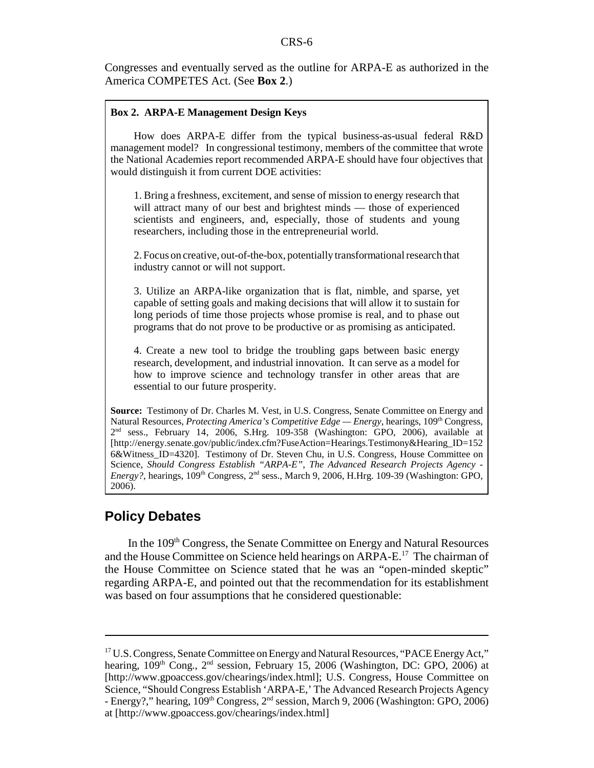Congresses and eventually served as the outline for ARPA-E as authorized in the America COMPETES Act. (See **Box 2**.)

**Box 2. ARPA-E Management Design Keys**

How does ARPA-E differ from the typical business-as-usual federal R&D management model? In congressional testimony, members of the committee that wrote the National Academies report recommended ARPA-E should have four objectives that would distinguish it from current DOE activities:

1. Bring a freshness, excitement, and sense of mission to energy research that will attract many of our best and brightest minds — those of experienced scientists and engineers, and, especially, those of students and young researchers, including those in the entrepreneurial world.

2. Focus on creative, out-of-the-box, potentially transformational research that industry cannot or will not support.

3. Utilize an ARPA-like organization that is flat, nimble, and sparse, yet capable of setting goals and making decisions that will allow it to sustain for long periods of time those projects whose promise is real, and to phase out programs that do not prove to be productive or as promising as anticipated.

4. Create a new tool to bridge the troubling gaps between basic energy research, development, and industrial innovation. It can serve as a model for how to improve science and technology transfer in other areas that are essential to our future prosperity.

**Source:** Testimony of Dr. Charles M. Vest, in U.S. Congress, Senate Committee on Energy and Natural Resources, *Protecting America's Competitive Edge — Energy*, hearings, 109th Congress, 2nd sess., February 14, 2006, S.Hrg. 109-358 (Washington: GPO, 2006), available at [http://energy.senate.gov/public/index.cfm?FuseAction=Hearings.Testimony&Hearing_ID=1526&Witness_ID=4320]. Testimony of Dr. Steven Chu, in U.S. Congress, House Committee on Science, *Should Congress Establish "ARPA-E", The Advanced Research Projects Agency - Energy?*, hearings, 109th Congress, 2nd sess., March 9, 2006, H.Hrg. 109-39 (Washington: GPO, 2006).

## Policy Debates

In the 109th Congress, the Senate Committee on Energy and Natural Resources and the House Committee on Science held hearings on ARPA-E.[17] The chairman of the House Committee on Science stated that he was an "open-minded skeptic" regarding ARPA-E, and pointed out that the recommendation for its establishment was based on four assumptions that he considered questionable:

---

[17] U.S. Congress, Senate Committee on Energy and Natural Resources, "PACE Energy Act," hearing, 109th Cong., 2nd session, February 15, 2006 (Washington, DC: GPO, 2006) at [http://www.gpoaccess.gov/chearings/index.html]; U.S. Congress, House Committee on Science, "Should Congress Establish 'ARPA-E,' The Advanced Research Projects Agency - Energy?," hearing, 109th Congress, 2nd session, March 9, 2006 (Washington: GPO, 2006) at [http://www.gpoaccess.gov/chearings/index.html]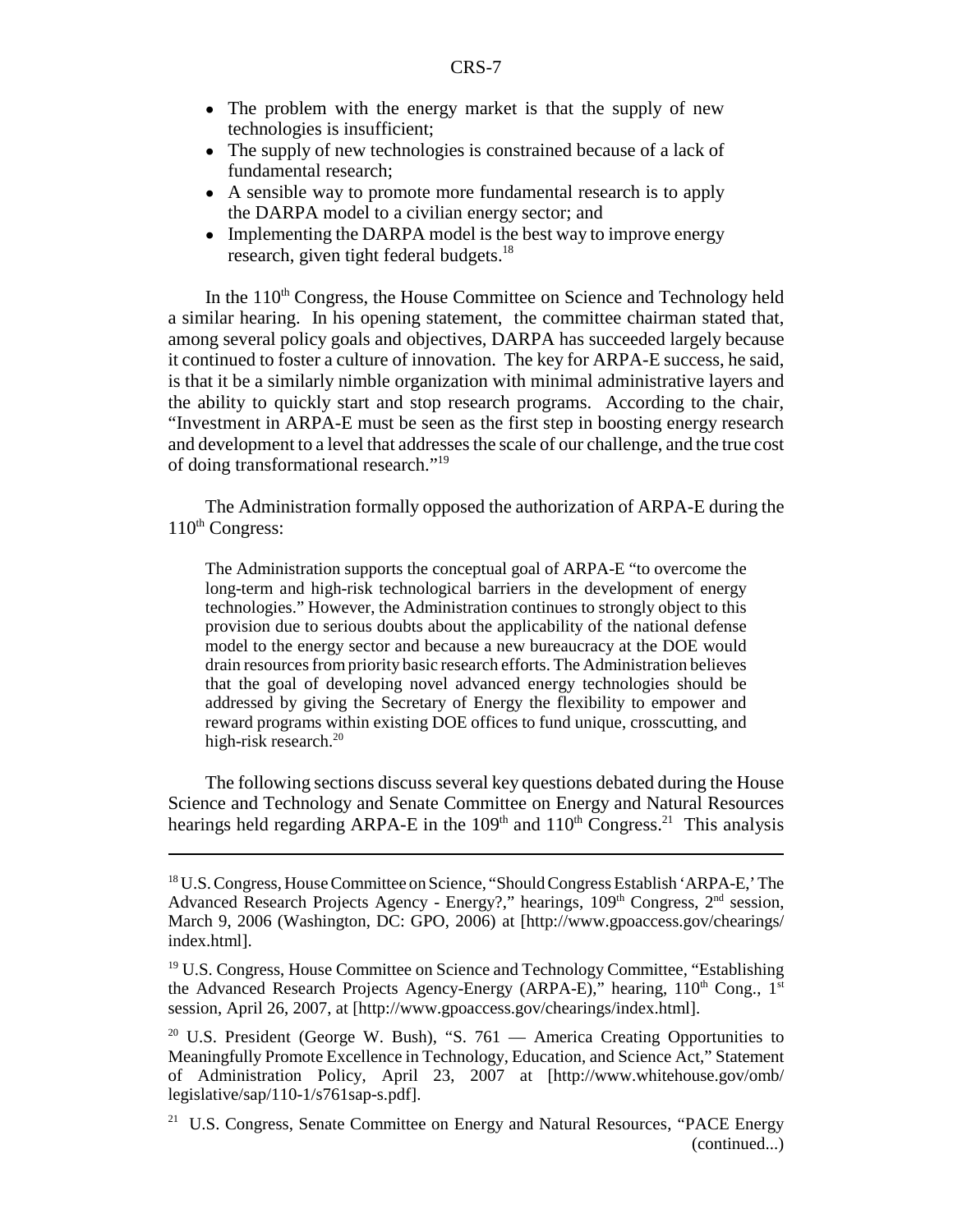- The problem with the energy market is that the supply of new technologies is insufficient;
- The supply of new technologies is constrained because of a lack of fundamental research;
- A sensible way to promote more fundamental research is to apply the DARPA model to a civilian energy sector; and
- Implementing the DARPA model is the best way to improve energy research, given tight federal budgets.[18]

In the 110th Congress, the House Committee on Science and Technology held a similar hearing. In his opening statement, the committee chairman stated that, among several policy goals and objectives, DARPA has succeeded largely because it continued to foster a culture of innovation. The key for ARPA-E success, he said, is that it be a similarly nimble organization with minimal administrative layers and the ability to quickly start and stop research programs. According to the chair, "Investment in ARPA-E must be seen as the first step in boosting energy research and development to a level that addresses the scale of our challenge, and the true cost of doing transformational research."[19]

The Administration formally opposed the authorization of ARPA-E during the 110th Congress:

> The Administration supports the conceptual goal of ARPA-E "to overcome the long-term and high-risk technological barriers in the development of energy technologies." However, the Administration continues to strongly object to this provision due to serious doubts about the applicability of the national defense model to the energy sector and because a new bureaucracy at the DOE would drain resources from priority basic research efforts. The Administration believes that the goal of developing novel advanced energy technologies should be addressed by giving the Secretary of Energy the flexibility to empower and reward programs within existing DOE offices to fund unique, crosscutting, and high-risk research.[20]

The following sections discuss several key questions debated during the House Science and Technology and Senate Committee on Energy and Natural Resources hearings held regarding ARPA-E in the 109th and 110th Congress.[21] This analysis

---

[18] U.S. Congress, House Committee on Science, "Should Congress Establish 'ARPA-E,' The Advanced Research Projects Agency - Energy?," hearings, 109th Congress, 2nd session, March 9, 2006 (Washington, DC: GPO, 2006) at [http://www.gpoaccess.gov/chearings/index.html].

[19] U.S. Congress, House Committee on Science and Technology Committee, "Establishing the Advanced Research Projects Agency-Energy (ARPA-E)," hearing, 110th Cong., 1st session, April 26, 2007, at [http://www.gpoaccess.gov/chearings/index.html].

[20] U.S. President (George W. Bush), "S. 761 — America Creating Opportunities to Meaningfully Promote Excellence in Technology, Education, and Science Act," Statement of Administration Policy, April 23, 2007 at [http://www.whitehouse.gov/omb/legislative/sap/110-1/s761sap-s.pdf].

[21] U.S. Congress, Senate Committee on Energy and Natural Resources, "PACE Energy (continued...)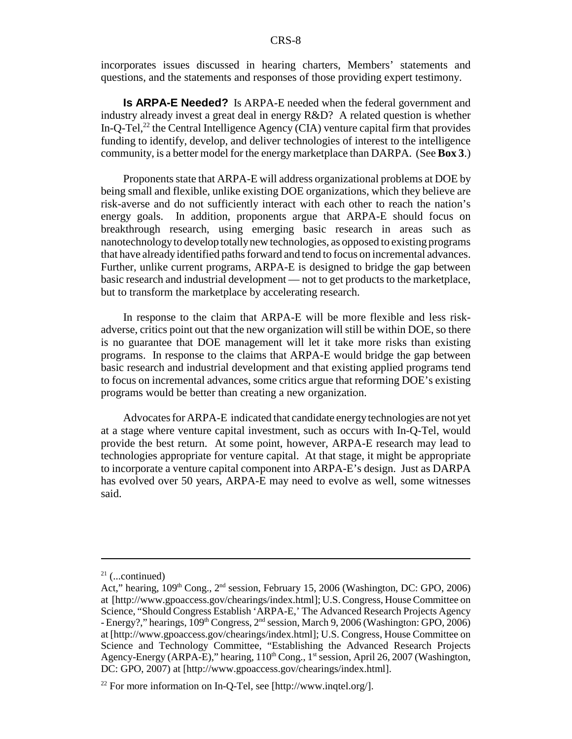incorporates issues discussed in hearing charters, Members' statements and questions, and the statements and responses of those providing expert testimony.

**Is ARPA-E Needed?** Is ARPA-E needed when the federal government and industry already invest a great deal in energy R&D? A related question is whether In-Q-Tel,[22] the Central Intelligence Agency (CIA) venture capital firm that provides funding to identify, develop, and deliver technologies of interest to the intelligence community, is a better model for the energy marketplace than DARPA. (See **Box 3**.)

Proponents state that ARPA-E will address organizational problems at DOE by being small and flexible, unlike existing DOE organizations, which they believe are risk-averse and do not sufficiently interact with each other to reach the nation's energy goals. In addition, proponents argue that ARPA-E should focus on breakthrough research, using emerging basic research in areas such as nanotechnology to develop totally new technologies, as opposed to existing programs that have already identified paths forward and tend to focus on incremental advances. Further, unlike current programs, ARPA-E is designed to bridge the gap between basic research and industrial development — not to get products to the marketplace, but to transform the marketplace by accelerating research.

In response to the claim that ARPA-E will be more flexible and less risk-adverse, critics point out that the new organization will still be within DOE, so there is no guarantee that DOE management will let it take more risks than existing programs. In response to the claims that ARPA-E would bridge the gap between basic research and industrial development and that existing applied programs tend to focus on incremental advances, some critics argue that reforming DOE's existing programs would be better than creating a new organization.

Advocates for ARPA-E indicated that candidate energy technologies are not yet at a stage where venture capital investment, such as occurs with In-Q-Tel, would provide the best return. At some point, however, ARPA-E research may lead to technologies appropriate for venture capital. At that stage, it might be appropriate to incorporate a venture capital component into ARPA-E's design. Just as DARPA has evolved over 50 years, ARPA-E may need to evolve as well, some witnesses said.

---

[21] (...continued)
Act," hearing, 109th Cong., 2nd session, February 15, 2006 (Washington, DC: GPO, 2006) at [http://www.gpoaccess.gov/chearings/index.html]; U.S. Congress, House Committee on Science, "Should Congress Establish 'ARPA-E,' The Advanced Research Projects Agency - Energy?," hearings, 109th Congress, 2nd session, March 9, 2006 (Washington: GPO, 2006) at [http://www.gpoaccess.gov/chearings/index.html]; U.S. Congress, House Committee on Science and Technology Committee, "Establishing the Advanced Research Projects Agency-Energy (ARPA-E)," hearing, 110th Cong., 1st session, April 26, 2007 (Washington, DC: GPO, 2007) at [http://www.gpoaccess.gov/chearings/index.html].

[22] For more information on In-Q-Tel, see [http://www.inqtel.org/].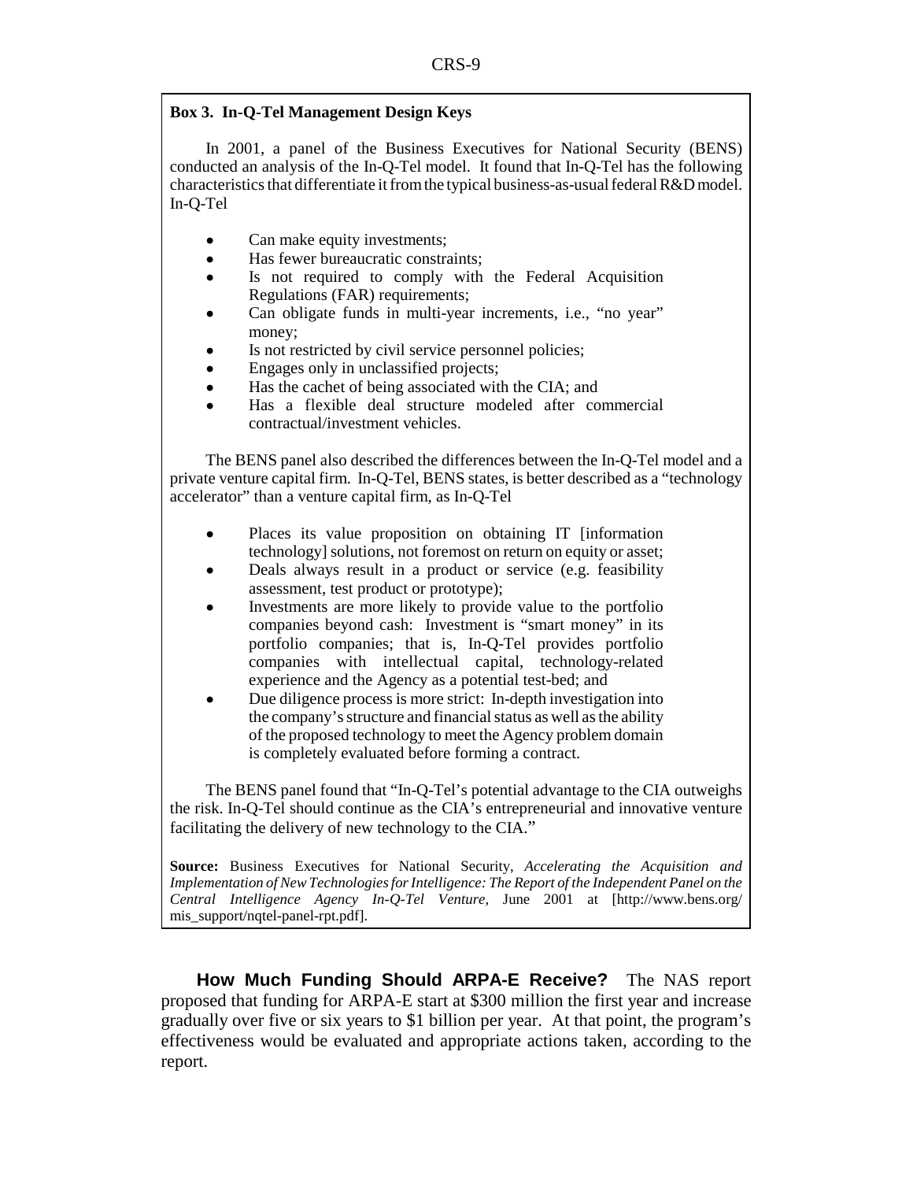**Box 3. In-Q-Tel Management Design Keys**

In 2001, a panel of the Business Executives for National Security (BENS) conducted an analysis of the In-Q-Tel model. It found that In-Q-Tel has the following characteristics that differentiate it from the typical business-as-usual federal R&D model. In-Q-Tel

- Can make equity investments;
- Has fewer bureaucratic constraints;
- Is not required to comply with the Federal Acquisition Regulations (FAR) requirements;
- Can obligate funds in multi-year increments, i.e., "no year" money;
- Is not restricted by civil service personnel policies;
- Engages only in unclassified projects;
- Has the cachet of being associated with the CIA; and
- Has a flexible deal structure modeled after commercial contractual/investment vehicles.

The BENS panel also described the differences between the In-Q-Tel model and a private venture capital firm. In-Q-Tel, BENS states, is better described as a "technology accelerator" than a venture capital firm, as In-Q-Tel

- Places its value proposition on obtaining IT [information technology] solutions, not foremost on return on equity or asset;
- Deals always result in a product or service (e.g. feasibility assessment, test product or prototype);
- Investments are more likely to provide value to the portfolio companies beyond cash: Investment is "smart money" in its portfolio companies; that is, In-Q-Tel provides portfolio companies with intellectual capital, technology-related experience and the Agency as a potential test-bed; and
- Due diligence process is more strict: In-depth investigation into the company's structure and financial status as well as the ability of the proposed technology to meet the Agency problem domain is completely evaluated before forming a contract.

The BENS panel found that "In-Q-Tel's potential advantage to the CIA outweighs the risk. In-Q-Tel should continue as the CIA's entrepreneurial and innovative venture facilitating the delivery of new technology to the CIA."

**Source:** Business Executives for National Security, *Accelerating the Acquisition and Implementation of New Technologies for Intelligence: The Report of the Independent Panel on the Central Intelligence Agency In-Q-Tel Venture*, June 2001 at [http://www.bens.org/mis_support/nqtel-panel-rpt.pdf].

**How Much Funding Should ARPA-E Receive?** The NAS report proposed that funding for ARPA-E start at $300 million the first year and increase gradually over five or six years to $1 billion per year. At that point, the program's effectiveness would be evaluated and appropriate actions taken, according to the report.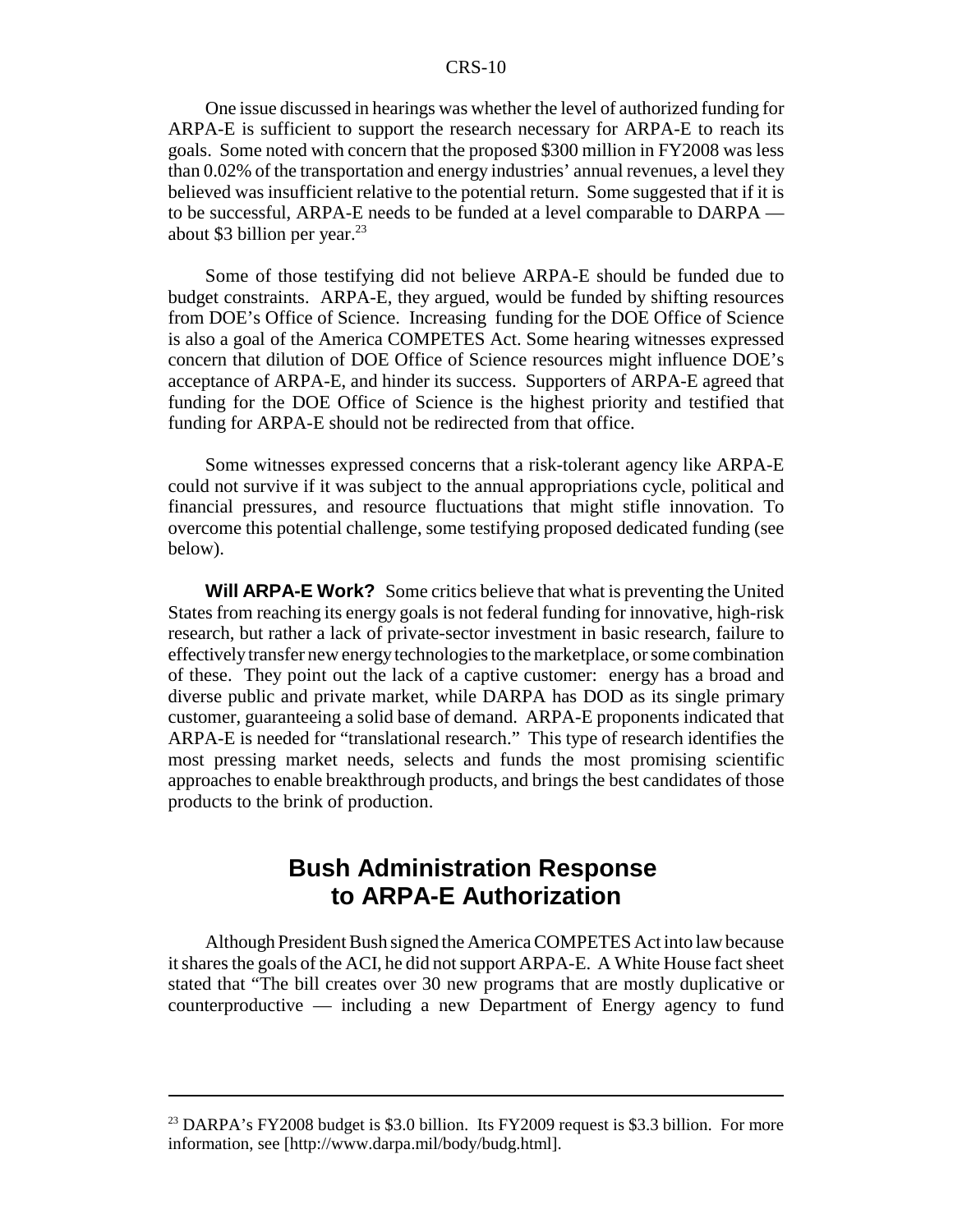One issue discussed in hearings was whether the level of authorized funding for ARPA-E is sufficient to support the research necessary for ARPA-E to reach its goals. Some noted with concern that the proposed $300 million in FY2008 was less than 0.02% of the transportation and energy industries' annual revenues, a level they believed was insufficient relative to the potential return. Some suggested that if it is to be successful, ARPA-E needs to be funded at a level comparable to DARPA — about $3 billion per year.[23]

Some of those testifying did not believe ARPA-E should be funded due to budget constraints. ARPA-E, they argued, would be funded by shifting resources from DOE's Office of Science. Increasing funding for the DOE Office of Science is also a goal of the America COMPETES Act. Some hearing witnesses expressed concern that dilution of DOE Office of Science resources might influence DOE's acceptance of ARPA-E, and hinder its success. Supporters of ARPA-E agreed that funding for the DOE Office of Science is the highest priority and testified that funding for ARPA-E should not be redirected from that office.

Some witnesses expressed concerns that a risk-tolerant agency like ARPA-E could not survive if it was subject to the annual appropriations cycle, political and financial pressures, and resource fluctuations that might stifle innovation. To overcome this potential challenge, some testifying proposed dedicated funding (see below).

**Will ARPA-E Work?** Some critics believe that what is preventing the United States from reaching its energy goals is not federal funding for innovative, high-risk research, but rather a lack of private-sector investment in basic research, failure to effectively transfer new energy technologies to the marketplace, or some combination of these. They point out the lack of a captive customer: energy has a broad and diverse public and private market, while DARPA has DOD as its single primary customer, guaranteeing a solid base of demand. ARPA-E proponents indicated that ARPA-E is needed for "translational research." This type of research identifies the most pressing market needs, selects and funds the most promising scientific approaches to enable breakthrough products, and brings the best candidates of those products to the brink of production.

## Bush Administration Response to ARPA-E Authorization

Although President Bush signed the America COMPETES Act into law because it shares the goals of the ACI, he did not support ARPA-E. A White House fact sheet stated that "The bill creates over 30 new programs that are mostly duplicative or counterproductive — including a new Department of Energy agency to fund

---

[23] DARPA's FY2008 budget is $3.0 billion. Its FY2009 request is $3.3 billion. For more information, see [http://www.darpa.mil/body/budg.html].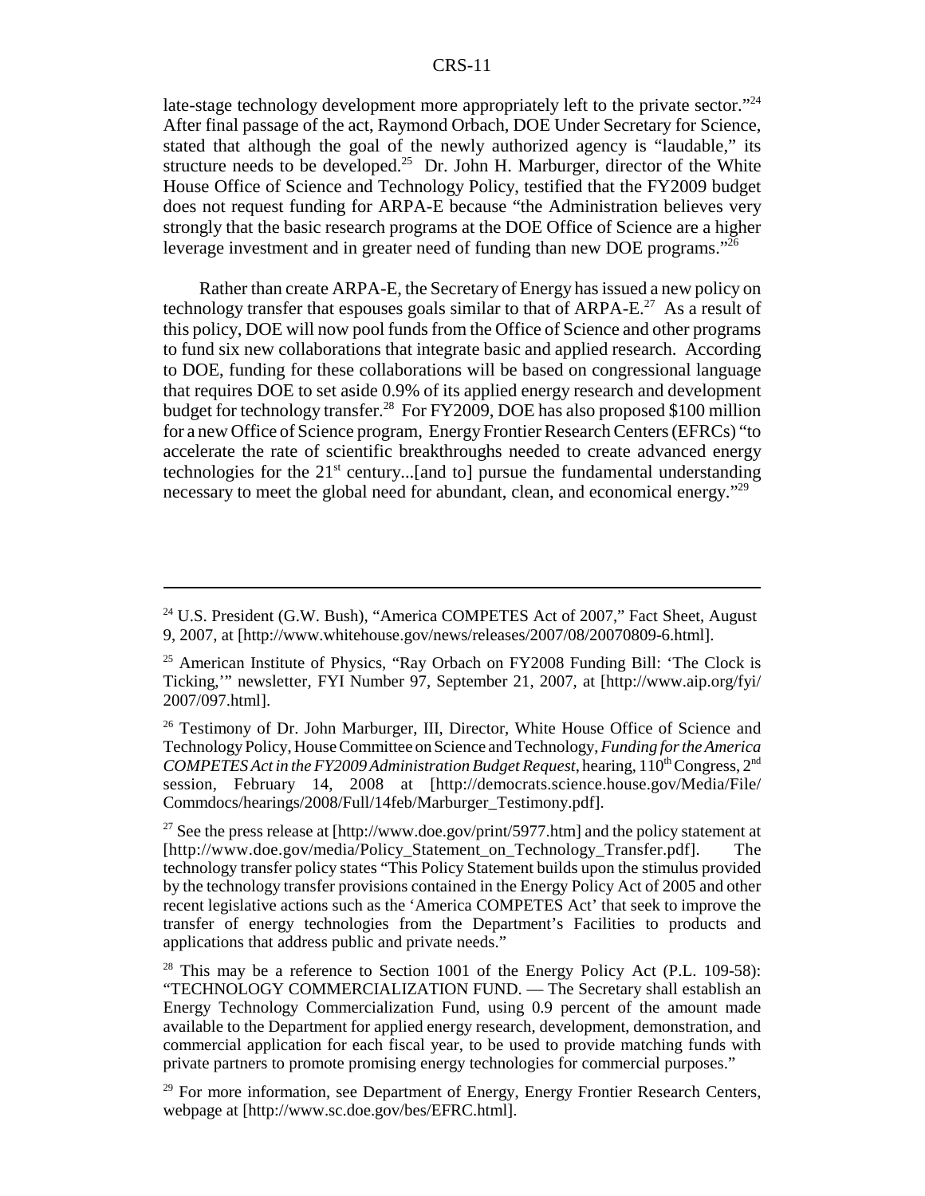late-stage technology development more appropriately left to the private sector."[24] After final passage of the act, Raymond Orbach, DOE Under Secretary for Science, stated that although the goal of the newly authorized agency is "laudable," its structure needs to be developed.[25] Dr. John H. Marburger, director of the White House Office of Science and Technology Policy, testified that the FY2009 budget does not request funding for ARPA-E because "the Administration believes very strongly that the basic research programs at the DOE Office of Science are a higher leverage investment and in greater need of funding than new DOE programs."[26]

Rather than create ARPA-E, the Secretary of Energy has issued a new policy on technology transfer that espouses goals similar to that of ARPA-E.[27] As a result of this policy, DOE will now pool funds from the Office of Science and other programs to fund six new collaborations that integrate basic and applied research. According to DOE, funding for these collaborations will be based on congressional language that requires DOE to set aside 0.9% of its applied energy research and development budget for technology transfer.[28] For FY2009, DOE has also proposed $100 million for a new Office of Science program, Energy Frontier Research Centers (EFRCs) "to accelerate the rate of scientific breakthroughs needed to create advanced energy technologies for the 21st century...[and to] pursue the fundamental understanding necessary to meet the global need for abundant, clean, and economical energy."[29]

---

[24] U.S. President (G.W. Bush), "America COMPETES Act of 2007," Fact Sheet, August 9, 2007, at [http://www.whitehouse.gov/news/releases/2007/08/20070809-6.html].

[25] American Institute of Physics, "Ray Orbach on FY2008 Funding Bill: 'The Clock is Ticking,'" newsletter, FYI Number 97, September 21, 2007, at [http://www.aip.org/fyi/2007/097.html].

[26] Testimony of Dr. John Marburger, III, Director, White House Office of Science and Technology Policy, House Committee on Science and Technology, *Funding for the America COMPETES Act in the FY2009 Administration Budget Request*, hearing, 110th Congress, 2nd session, February 14, 2008 at [http://democrats.science.house.gov/Media/File/Commdocs/hearings/2008/Full/14feb/Marburger_Testimony.pdf].

[27] See the press release at [http://www.doe.gov/print/5977.htm] and the policy statement at [http://www.doe.gov/media/Policy_Statement_on_Technology_Transfer.pdf]. The technology transfer policy states "This Policy Statement builds upon the stimulus provided by the technology transfer provisions contained in the Energy Policy Act of 2005 and other recent legislative actions such as the 'America COMPETES Act' that seek to improve the transfer of energy technologies from the Department's Facilities to products and applications that address public and private needs."

[28] This may be a reference to Section 1001 of the Energy Policy Act (P.L. 109-58): "TECHNOLOGY COMMERCIALIZATION FUND. — The Secretary shall establish an Energy Technology Commercialization Fund, using 0.9 percent of the amount made available to the Department for applied energy research, development, demonstration, and commercial application for each fiscal year, to be used to provide matching funds with private partners to promote promising energy technologies for commercial purposes."

[29] For more information, see Department of Energy, Energy Frontier Research Centers, webpage at [http://www.sc.doe.gov/bes/EFRC.html].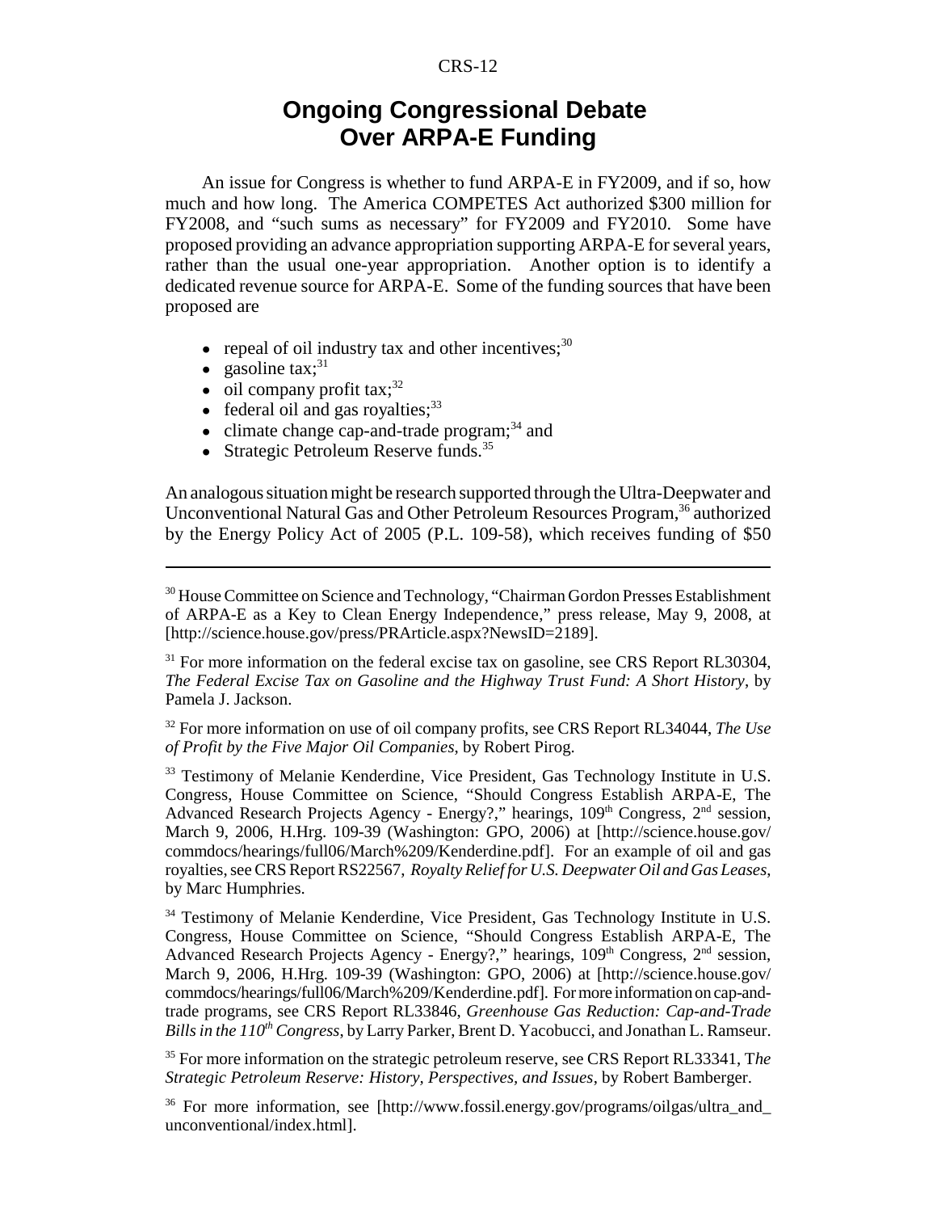## Ongoing Congressional Debate Over ARPA-E Funding

An issue for Congress is whether to fund ARPA-E in FY2009, and if so, how much and how long. The America COMPETES Act authorized $300 million for FY2008, and "such sums as necessary" for FY2009 and FY2010. Some have proposed providing an advance appropriation supporting ARPA-E for several years, rather than the usual one-year appropriation. Another option is to identify a dedicated revenue source for ARPA-E. Some of the funding sources that have been proposed are

- repeal of oil industry tax and other incentives;[30]
- gasoline tax;[31]
- oil company profit tax;[32]
- federal oil and gas royalties;[33]
- climate change cap-and-trade program;[34] and
- Strategic Petroleum Reserve funds.[35]

An analogous situation might be research supported through the Ultra-Deepwater and Unconventional Natural Gas and Other Petroleum Resources Program,[36] authorized by the Energy Policy Act of 2005 (P.L. 109-58), which receives funding of $50

---

[30] House Committee on Science and Technology, "Chairman Gordon Presses Establishment of ARPA-E as a Key to Clean Energy Independence," press release, May 9, 2008, at [http://science.house.gov/press/PRArticle.aspx?NewsID=2189].

[31] For more information on the federal excise tax on gasoline, see CRS Report RL30304, *The Federal Excise Tax on Gasoline and the Highway Trust Fund: A Short History*, by Pamela J. Jackson.

[32] For more information on use of oil company profits, see CRS Report RL34044, *The Use of Profit by the Five Major Oil Companies*, by Robert Pirog.

[33] Testimony of Melanie Kenderdine, Vice President, Gas Technology Institute in U.S. Congress, House Committee on Science, "Should Congress Establish ARPA-E, The Advanced Research Projects Agency - Energy?," hearings, 109th Congress, 2nd session, March 9, 2006, H.Hrg. 109-39 (Washington: GPO, 2006) at [http://science.house.gov/commdocs/hearings/full06/March%209/Kenderdine.pdf]. For an example of oil and gas royalties, see CRS Report RS22567, *Royalty Relief for U.S. Deepwater Oil and Gas Leases*, by Marc Humphries.

[34] Testimony of Melanie Kenderdine, Vice President, Gas Technology Institute in U.S. Congress, House Committee on Science, "Should Congress Establish ARPA-E, The Advanced Research Projects Agency - Energy?," hearings, 109th Congress, 2nd session, March 9, 2006, H.Hrg. 109-39 (Washington: GPO, 2006) at [http://science.house.gov/commdocs/hearings/full06/March%209/Kenderdine.pdf]. For more information on cap-and-trade programs, see CRS Report RL33846, *Greenhouse Gas Reduction: Cap-and-Trade Bills in the 110th Congress*, by Larry Parker, Brent D. Yacobucci, and Jonathan L. Ramseur.

[35] For more information on the strategic petroleum reserve, see CRS Report RL33341, *The Strategic Petroleum Reserve: History, Perspectives, and Issues*, by Robert Bamberger.

[36] For more information, see [http://www.fossil.energy.gov/programs/oilgas/ultra_and_unconventional/index.html].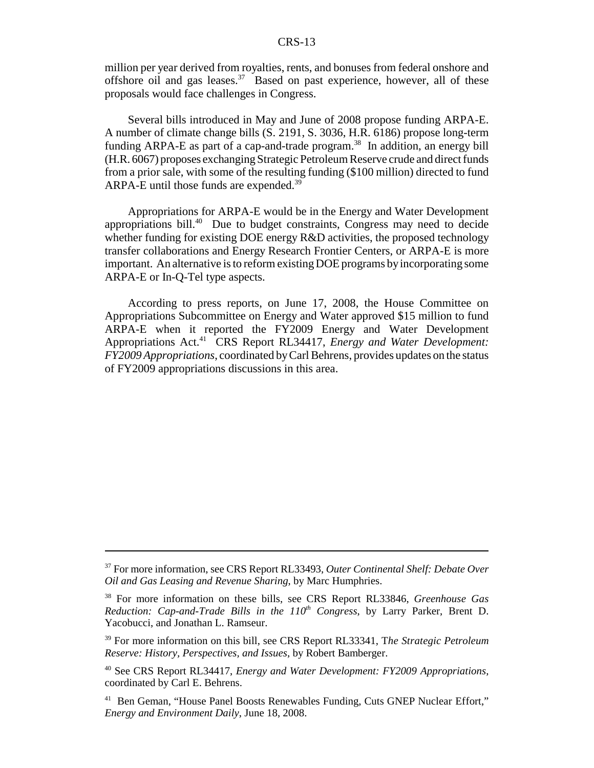million per year derived from royalties, rents, and bonuses from federal onshore and offshore oil and gas leases.[37] Based on past experience, however, all of these proposals would face challenges in Congress.

Several bills introduced in May and June of 2008 propose funding ARPA-E. A number of climate change bills (S. 2191, S. 3036, H.R. 6186) propose long-term funding ARPA-E as part of a cap-and-trade program.[38] In addition, an energy bill (H.R. 6067) proposes exchanging Strategic Petroleum Reserve crude and direct funds from a prior sale, with some of the resulting funding ($100 million) directed to fund ARPA-E until those funds are expended.[39]

Appropriations for ARPA-E would be in the Energy and Water Development appropriations bill.[40] Due to budget constraints, Congress may need to decide whether funding for existing DOE energy R&D activities, the proposed technology transfer collaborations and Energy Research Frontier Centers, or ARPA-E is more important. An alternative is to reform existing DOE programs by incorporating some ARPA-E or In-Q-Tel type aspects.

According to press reports, on June 17, 2008, the House Committee on Appropriations Subcommittee on Energy and Water approved $15 million to fund ARPA-E when it reported the FY2009 Energy and Water Development Appropriations Act.[41] CRS Report RL34417, *Energy and Water Development: FY2009 Appropriations*, coordinated by Carl Behrens, provides updates on the status of FY2009 appropriations discussions in this area.

---

[37] For more information, see CRS Report RL33493, *Outer Continental Shelf: Debate Over Oil and Gas Leasing and Revenue Sharing*, by Marc Humphries.

[38] For more information on these bills, see CRS Report RL33846, *Greenhouse Gas Reduction: Cap-and-Trade Bills in the 110th Congress*, by Larry Parker, Brent D. Yacobucci, and Jonathan L. Ramseur.

[39] For more information on this bill, see CRS Report RL33341, T*he Strategic Petroleum Reserve: History, Perspectives, and Issues*, by Robert Bamberger.

[40] See CRS Report RL34417, *Energy and Water Development: FY2009 Appropriations*, coordinated by Carl E. Behrens.

[41] Ben Geman, "House Panel Boosts Renewables Funding, Cuts GNEP Nuclear Effort," *Energy and Environment Daily*, June 18, 2008.